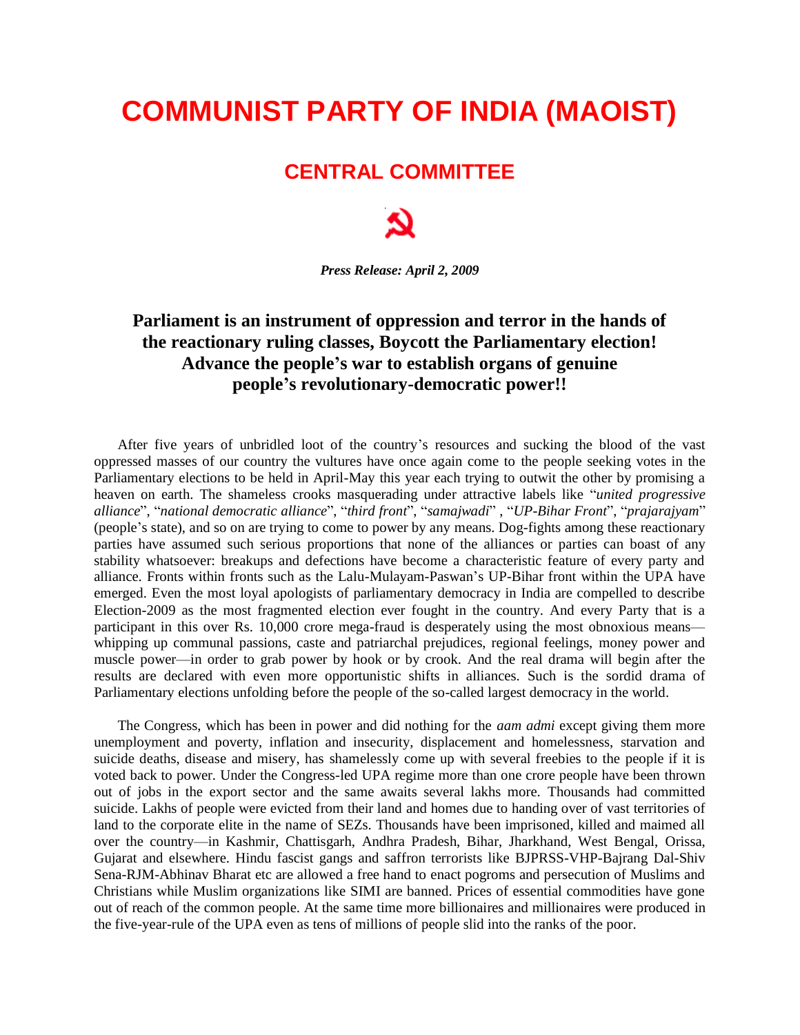# COMMUNIST PARTY OF INDIA (MAOIST)

## CENTRAL COMMITTEE

***Press Release: April 2, 2009***

### Parliament is an instrument of oppression and terror in the hands of the reactionary ruling classes, Boycott the Parliamentary election! Advance the people's war to establish organs of genuine people's revolutionary-democratic power!!

After five years of unbridled loot of the country's resources and sucking the blood of the vast oppressed masses of our country the vultures have once again come to the people seeking votes in the Parliamentary elections to be held in April-May this year each trying to outwit the other by promising a heaven on earth. The shameless crooks masquerading under attractive labels like "*united progressive alliance*", "*national democratic alliance*", "*third front*", "*samajwadi*" , "*UP-Bihar Front*", "*prajarajyam*" (people's state), and so on are trying to come to power by any means. Dog-fights among these reactionary parties have assumed such serious proportions that none of the alliances or parties can boast of any stability whatsoever: breakups and defections have become a characteristic feature of every party and alliance. Fronts within fronts such as the Lalu-Mulayam-Paswan's UP-Bihar front within the UPA have emerged. Even the most loyal apologists of parliamentary democracy in India are compelled to describe Election-2009 as the most fragmented election ever fought in the country. And every Party that is a participant in this over Rs. 10,000 crore mega-fraud is desperately using the most obnoxious means—whipping up communal passions, caste and patriarchal prejudices, regional feelings, money power and muscle power—in order to grab power by hook or by crook. And the real drama will begin after the results are declared with even more opportunistic shifts in alliances. Such is the sordid drama of Parliamentary elections unfolding before the people of the so-called largest democracy in the world.

The Congress, which has been in power and did nothing for the *aam admi* except giving them more unemployment and poverty, inflation and insecurity, displacement and homelessness, starvation and suicide deaths, disease and misery, has shamelessly come up with several freebies to the people if it is voted back to power. Under the Congress-led UPA regime more than one crore people have been thrown out of jobs in the export sector and the same awaits several lakhs more. Thousands had committed suicide. Lakhs of people were evicted from their land and homes due to handing over of vast territories of land to the corporate elite in the name of SEZs. Thousands have been imprisoned, killed and maimed all over the country—in Kashmir, Chattisgarh, Andhra Pradesh, Bihar, Jharkhand, West Bengal, Orissa, Gujarat and elsewhere. Hindu fascist gangs and saffron terrorists like BJPRSS-VHP-Bajrang Dal-Shiv Sena-RJM-Abhinav Bharat etc are allowed a free hand to enact pogroms and persecution of Muslims and Christians while Muslim organizations like SIMI are banned. Prices of essential commodities have gone out of reach of the common people. At the same time more billionaires and millionaires were produced in the five-year-rule of the UPA even as tens of millions of people slid into the ranks of the poor.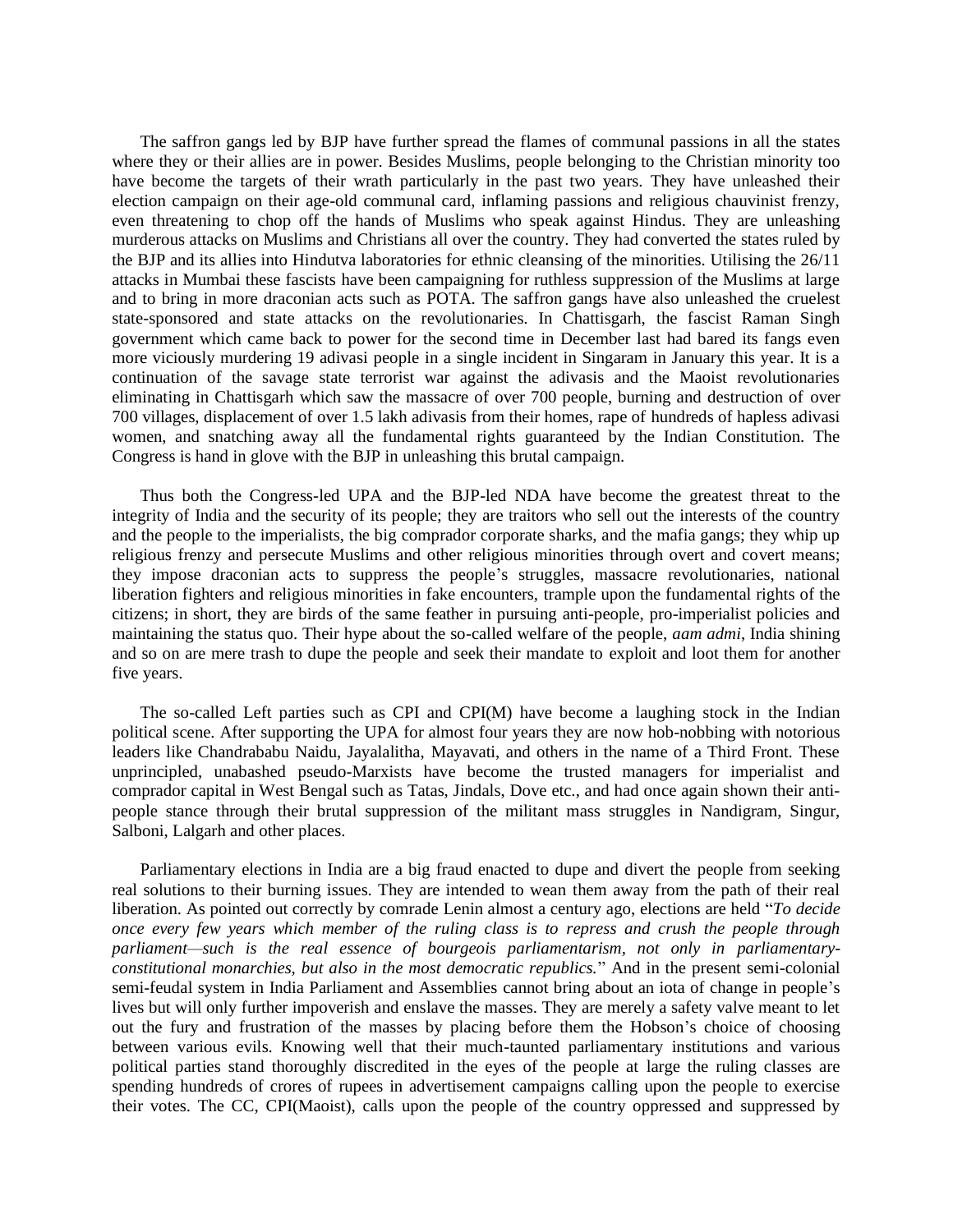The saffron gangs led by BJP have further spread the flames of communal passions in all the states where they or their allies are in power. Besides Muslims, people belonging to the Christian minority too have become the targets of their wrath particularly in the past two years. They have unleashed their election campaign on their age-old communal card, inflaming passions and religious chauvinist frenzy, even threatening to chop off the hands of Muslims who speak against Hindus. They are unleashing murderous attacks on Muslims and Christians all over the country. They had converted the states ruled by the BJP and its allies into Hindutva laboratories for ethnic cleansing of the minorities. Utilising the 26/11 attacks in Mumbai these fascists have been campaigning for ruthless suppression of the Muslims at large and to bring in more draconian acts such as POTA. The saffron gangs have also unleashed the cruelest state-sponsored and state attacks on the revolutionaries. In Chattisgarh, the fascist Raman Singh government which came back to power for the second time in December last had bared its fangs even more viciously murdering 19 adivasi people in a single incident in Singaram in January this year. It is a continuation of the savage state terrorist war against the adivasis and the Maoist revolutionaries eliminating in Chattisgarh which saw the massacre of over 700 people, burning and destruction of over 700 villages, displacement of over 1.5 lakh adivasis from their homes, rape of hundreds of hapless adivasi women, and snatching away all the fundamental rights guaranteed by the Indian Constitution. The Congress is hand in glove with the BJP in unleashing this brutal campaign.

Thus both the Congress-led UPA and the BJP-led NDA have become the greatest threat to the integrity of India and the security of its people; they are traitors who sell out the interests of the country and the people to the imperialists, the big comprador corporate sharks, and the mafia gangs; they whip up religious frenzy and persecute Muslims and other religious minorities through overt and covert means; they impose draconian acts to suppress the people's struggles, massacre revolutionaries, national liberation fighters and religious minorities in fake encounters, trample upon the fundamental rights of the citizens; in short, they are birds of the same feather in pursuing anti-people, pro-imperialist policies and maintaining the status quo. Their hype about the so-called welfare of the people, *aam admi*, India shining and so on are mere trash to dupe the people and seek their mandate to exploit and loot them for another five years.

The so-called Left parties such as CPI and CPI(M) have become a laughing stock in the Indian political scene. After supporting the UPA for almost four years they are now hob-nobbing with notorious leaders like Chandrababu Naidu, Jayalalitha, Mayavati, and others in the name of a Third Front. These unprincipled, unabashed pseudo-Marxists have become the trusted managers for imperialist and comprador capital in West Bengal such as Tatas, Jindals, Dove etc., and had once again shown their anti-people stance through their brutal suppression of the militant mass struggles in Nandigram, Singur, Salboni, Lalgarh and other places.

Parliamentary elections in India are a big fraud enacted to dupe and divert the people from seeking real solutions to their burning issues. They are intended to wean them away from the path of their real liberation. As pointed out correctly by comrade Lenin almost a century ago, elections are held "*To decide once every few years which member of the ruling class is to repress and crush the people through parliament—such is the real essence of bourgeois parliamentarism, not only in parliamentary-constitutional monarchies, but also in the most democratic republics.*" And in the present semi-colonial semi-feudal system in India Parliament and Assemblies cannot bring about an iota of change in people's lives but will only further impoverish and enslave the masses. They are merely a safety valve meant to let out the fury and frustration of the masses by placing before them the Hobson's choice of choosing between various evils. Knowing well that their much-taunted parliamentary institutions and various political parties stand thoroughly discredited in the eyes of the people at large the ruling classes are spending hundreds of crores of rupees in advertisement campaigns calling upon the people to exercise their votes. The CC, CPI(Maoist), calls upon the people of the country oppressed and suppressed by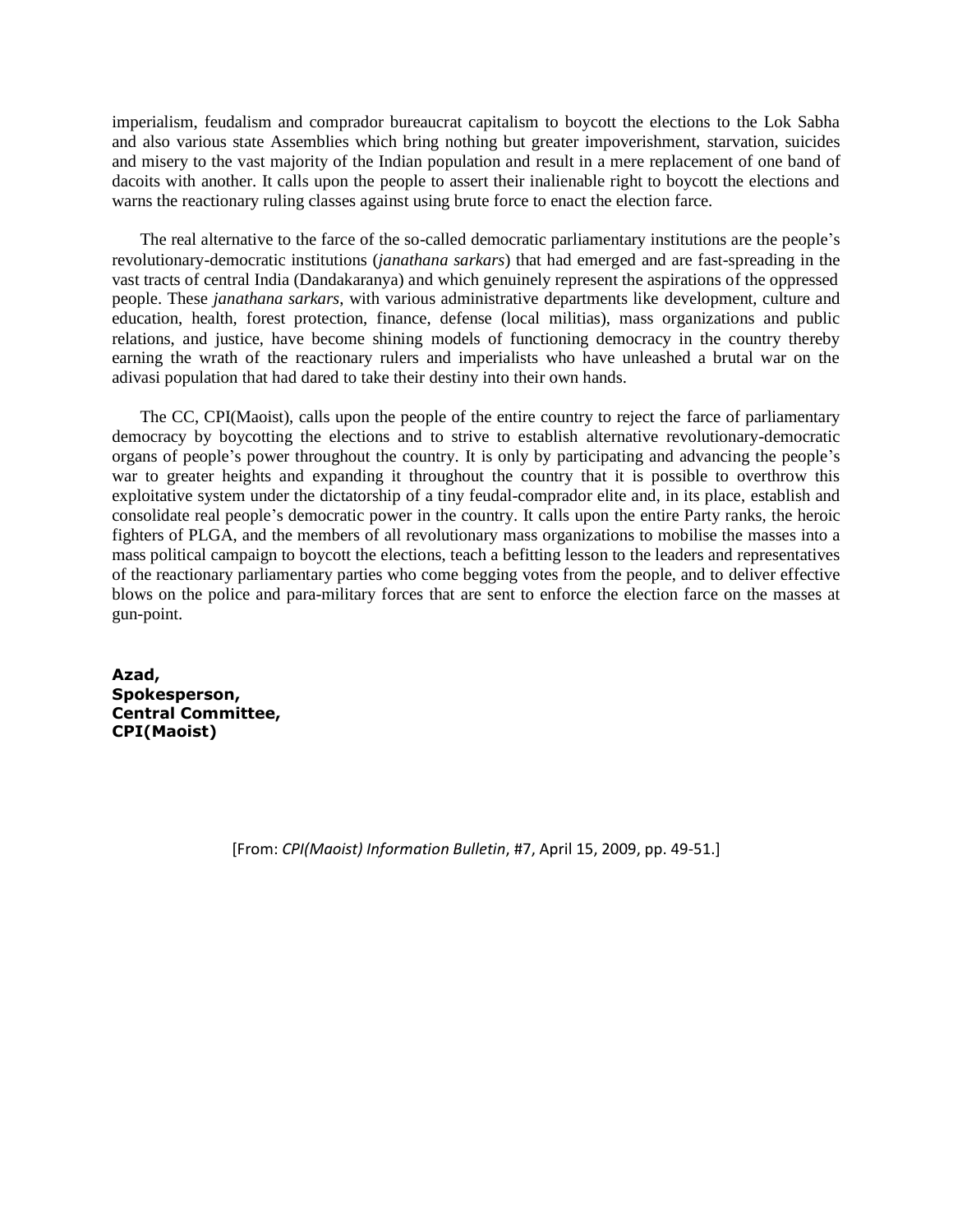imperialism, feudalism and comprador bureaucrat capitalism to boycott the elections to the Lok Sabha and also various state Assemblies which bring nothing but greater impoverishment, starvation, suicides and misery to the vast majority of the Indian population and result in a mere replacement of one band of dacoits with another. It calls upon the people to assert their inalienable right to boycott the elections and warns the reactionary ruling classes against using brute force to enact the election farce.

The real alternative to the farce of the so-called democratic parliamentary institutions are the people's revolutionary-democratic institutions (*janathana sarkars*) that had emerged and are fast-spreading in the vast tracts of central India (Dandakaranya) and which genuinely represent the aspirations of the oppressed people. These *janathana sarkars*, with various administrative departments like development, culture and education, health, forest protection, finance, defense (local militias), mass organizations and public relations, and justice, have become shining models of functioning democracy in the country thereby earning the wrath of the reactionary rulers and imperialists who have unleashed a brutal war on the adivasi population that had dared to take their destiny into their own hands.

The CC, CPI(Maoist), calls upon the people of the entire country to reject the farce of parliamentary democracy by boycotting the elections and to strive to establish alternative revolutionary-democratic organs of people's power throughout the country. It is only by participating and advancing the people's war to greater heights and expanding it throughout the country that it is possible to overthrow this exploitative system under the dictatorship of a tiny feudal-comprador elite and, in its place, establish and consolidate real people's democratic power in the country. It calls upon the entire Party ranks, the heroic fighters of PLGA, and the members of all revolutionary mass organizations to mobilise the masses into a mass political campaign to boycott the elections, teach a befitting lesson to the leaders and representatives of the reactionary parliamentary parties who come begging votes from the people, and to deliver effective blows on the police and para-military forces that are sent to enforce the election farce on the masses at gun-point.

**Azad,**
**Spokesperson,**
**Central Committee,**
**CPI(Maoist)**

[From: *CPI(Maoist) Information Bulletin*, #7, April 15, 2009, pp. 49-51.]